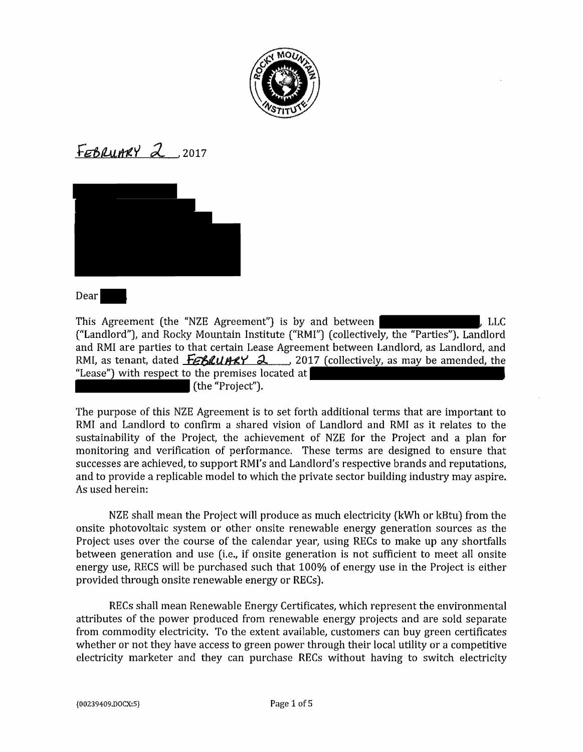February 2, 2017

Dear

This Agreement (the "NZE Agreement") is by and between , LLC ("Landlord"), and Rocky Mountain Institute ("RMI") (collectively, the "Parties"). Landlord and RMI are parties to that certain Lease Agreement between Landlord, as Landlord, and RMI, as tenant, dated February 2, 2017 (collectively, as may be amended, the "Lease") with respect to the premises located at (the "Project").

The purpose of this NZE Agreement is to set forth additional terms that are important to RMI and Landlord to confirm a shared vision of Landlord and RMI as it relates to the sustainability of the Project, the achievement of NZE for the Project and a plan for monitoring and verification of performance. These terms are designed to ensure that successes are achieved, to support RMI's and Landlord's respective brands and reputations, and to provide a replicable model to which the private sector building industry may aspire. As used herein:

NZE shall mean the Project will produce as much electricity (kWh or kBtu) from the onsite photovoltaic system or other onsite renewable energy generation sources as the Project uses over the course of the calendar year, using RECs to make up any shortfalls between generation and use (i.e., if onsite generation is not sufficient to meet all onsite energy use, RECS will be purchased such that 100% of energy use in the Project is either provided through onsite renewable energy or RECs).

RECs shall mean Renewable Energy Certificates, which represent the environmental attributes of the power produced from renewable energy projects and are sold separate from commodity electricity. To the extent available, customers can buy green certificates whether or not they have access to green power through their local utility or a competitive electricity marketer and they can purchase RECs without having to switch electricity

{00239409.DOCX:5}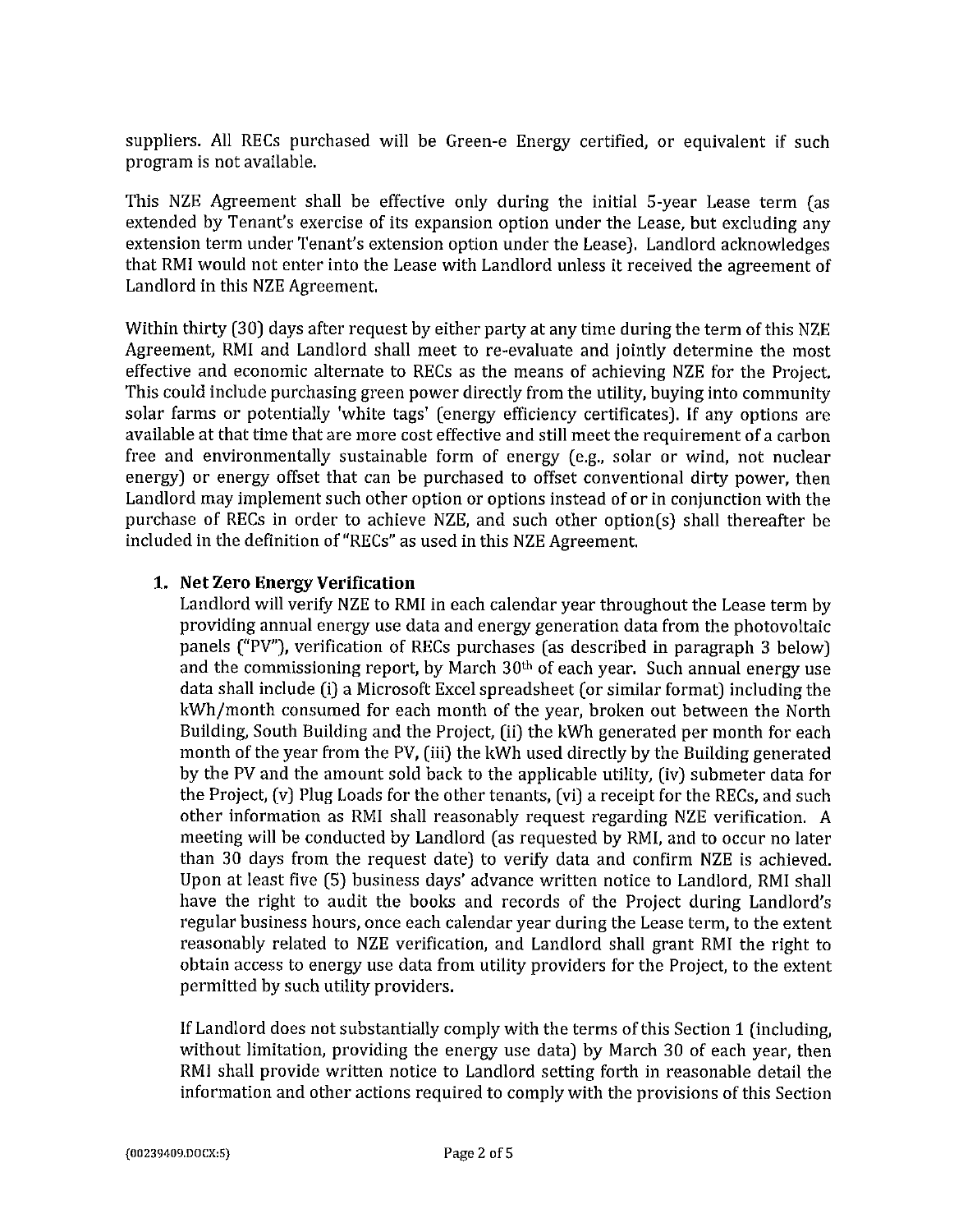suppliers. All RECs purchased will be Green-e Energy certified, or equivalent if such program is not available.

This NZE Agreement shall be effective only during the initial 5-year Lease term (as extended by Tenant's exercise of its expansion option under the Lease, but excluding any extension term under Tenant's extension option under the Lease). Landlord acknowledges that RMI would not enter into the Lease with Landlord unless it received the agreement of Landlord in this NZE Agreement.

Within thirty (30) days after request by either party at any time during the term of this NZE Agreement, RMI and Landlord shall meet to re-evaluate and jointly determine the most effective and economic alternate to RECs as the means of achieving NZE for the Project. This could include purchasing green power directly from the utility, buying into community solar farms or potentially 'white tags' (energy efficiency certificates). If any options are available at that time that are more cost effective and still meet the requirement of a carbon free and environmentally sustainable form of energy (e.g., solar or wind, not nuclear energy) or energy offset that can be purchased to offset conventional dirty power, then Landlord may implement such other option or options instead of or in conjunction with the purchase of RECs in order to achieve NZE, and such other option(s) shall thereafter be included in the definition of "RECs" as used in this NZE Agreement.

1. **Net Zero Energy Verification**

   Landlord will verify NZE to RMI in each calendar year throughout the Lease term by providing annual energy use data and energy generation data from the photovoltaic panels ("PV"), verification of RECs purchases (as described in paragraph 3 below) and the commissioning report, by March 30th of each year. Such annual energy use data shall include (i) a Microsoft Excel spreadsheet (or similar format) including the kWh/month consumed for each month of the year, broken out between the North Building, South Building and the Project, (ii) the kWh generated per month for each month of the year from the PV, (iii) the kWh used directly by the Building generated by the PV and the amount sold back to the applicable utility, (iv) submeter data for the Project, (v) Plug Loads for the other tenants, (vi) a receipt for the RECs, and such other information as RMI shall reasonably request regarding NZE verification. A meeting will be conducted by Landlord (as requested by RMI, and to occur no later than 30 days from the request date) to verify data and confirm NZE is achieved. Upon at least five (5) business days' advance written notice to Landlord, RMI shall have the right to audit the books and records of the Project during Landlord's regular business hours, once each calendar year during the Lease term, to the extent reasonably related to NZE verification, and Landlord shall grant RMI the right to obtain access to energy use data from utility providers for the Project, to the extent permitted by such utility providers.

   If Landlord does not substantially comply with the terms of this Section 1 (including, without limitation, providing the energy use data) by March 30 of each year, then RMI shall provide written notice to Landlord setting forth in reasonable detail the information and other actions required to comply with the provisions of this Section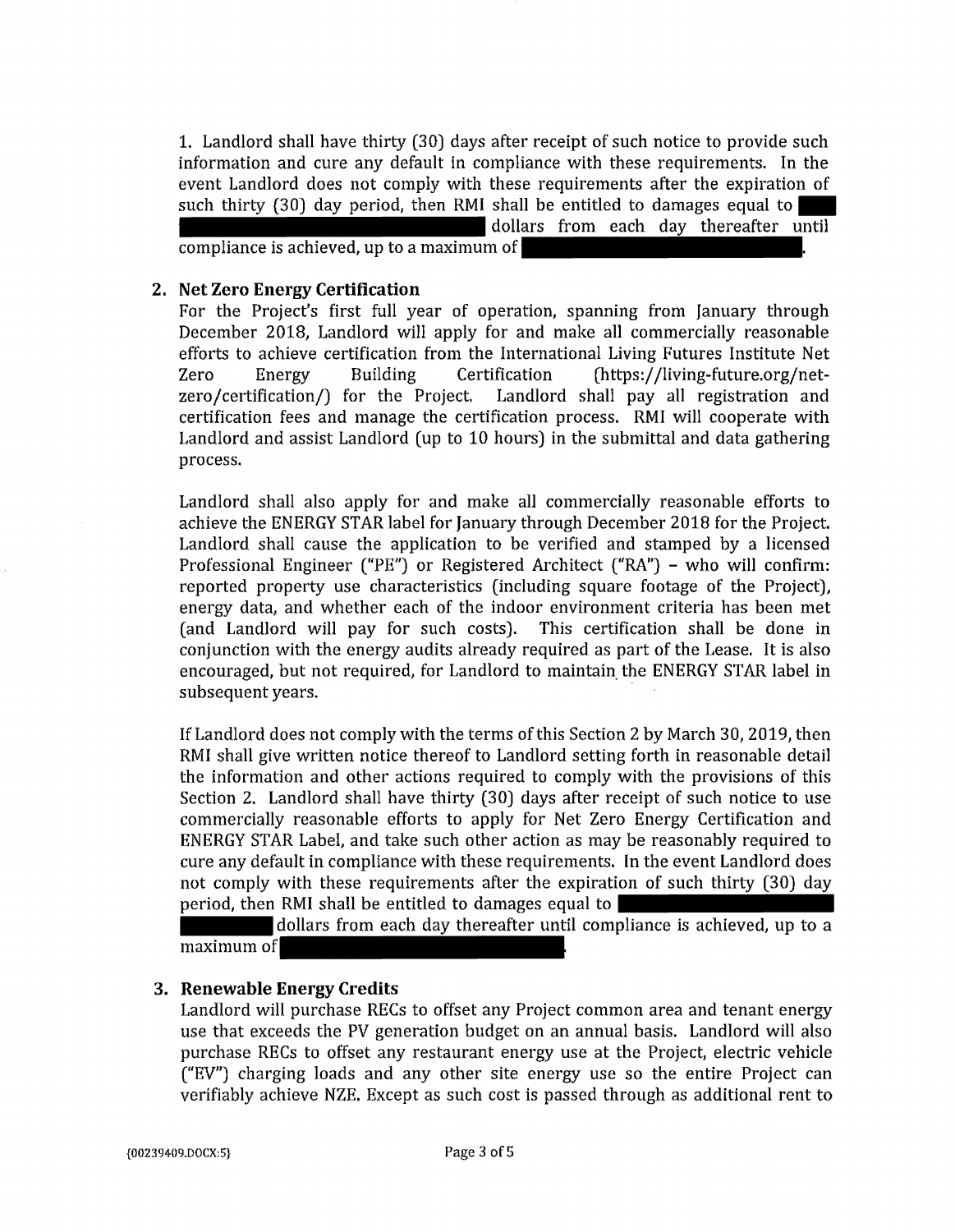1. Landlord shall have thirty (30) days after receipt of such notice to provide such information and cure any default in compliance with these requirements. In the event Landlord does not comply with these requirements after the expiration of such thirty (30) day period, then RMI shall be entitled to damages equal to ████ ████████████████████ dollars from each day thereafter until compliance is achieved, up to a maximum of ████████████████████.

2. **Net Zero Energy Certification**

   For the Project's first full year of operation, spanning from January through December 2018, Landlord will apply for and make all commercially reasonable efforts to achieve certification from the International Living Futures Institute Net Zero Energy Building Certification (https://living-future.org/net-zero/certification/) for the Project. Landlord shall pay all registration and certification fees and manage the certification process. RMI will cooperate with Landlord and assist Landlord (up to 10 hours) in the submittal and data gathering process.

   Landlord shall also apply for and make all commercially reasonable efforts to achieve the ENERGY STAR label for January through December 2018 for the Project. Landlord shall cause the application to be verified and stamped by a licensed Professional Engineer ("PE") or Registered Architect ("RA") – who will confirm: reported property use characteristics (including square footage of the Project), energy data, and whether each of the indoor environment criteria has been met (and Landlord will pay for such costs). This certification shall be done in conjunction with the energy audits already required as part of the Lease. It is also encouraged, but not required, for Landlord to maintain the ENERGY STAR label in subsequent years.

   If Landlord does not comply with the terms of this Section 2 by March 30, 2019, then RMI shall give written notice thereof to Landlord setting forth in reasonable detail the information and other actions required to comply with the provisions of this Section 2. Landlord shall have thirty (30) days after receipt of such notice to use commercially reasonable efforts to apply for Net Zero Energy Certification and ENERGY STAR Label, and take such other action as may be reasonably required to cure any default in compliance with these requirements. In the event Landlord does not comply with these requirements after the expiration of such thirty (30) day period, then RMI shall be entitled to damages equal to ████████████ ████ dollars from each day thereafter until compliance is achieved, up to a maximum of ████████████████.

3. **Renewable Energy Credits**

   Landlord will purchase RECs to offset any Project common area and tenant energy use that exceeds the PV generation budget on an annual basis. Landlord will also purchase RECs to offset any restaurant energy use at the Project, electric vehicle ("EV") charging loads and any other site energy use so the entire Project can verifiably achieve NZE. Except as such cost is passed through as additional rent to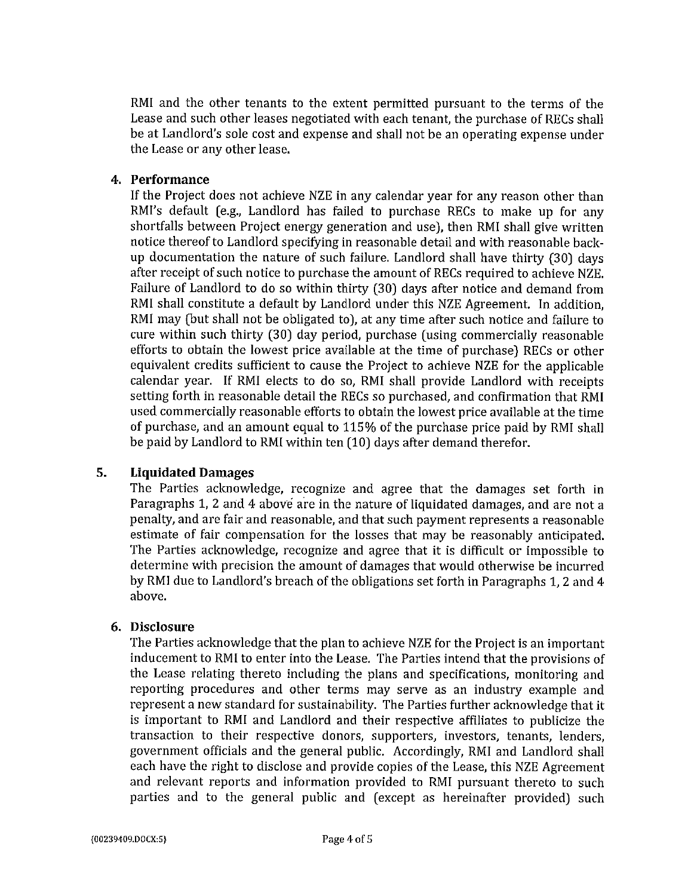RMI and the other tenants to the extent permitted pursuant to the terms of the Lease and such other leases negotiated with each tenant, the purchase of RECs shall be at Landlord's sole cost and expense and shall not be an operating expense under the Lease or any other lease.

4. **Performance**

If the Project does not achieve NZE in any calendar year for any reason other than RMI's default (e.g., Landlord has failed to purchase RECs to make up for any shortfalls between Project energy generation and use), then RMI shall give written notice thereof to Landlord specifying in reasonable detail and with reasonable back-up documentation the nature of such failure. Landlord shall have thirty (30) days after receipt of such notice to purchase the amount of RECs required to achieve NZE. Failure of Landlord to do so within thirty (30) days after notice and demand from RMI shall constitute a default by Landlord under this NZE Agreement. In addition, RMI may (but shall not be obligated to), at any time after such notice and failure to cure within such thirty (30) day period, purchase (using commercially reasonable efforts to obtain the lowest price available at the time of purchase) RECs or other equivalent credits sufficient to cause the Project to achieve NZE for the applicable calendar year. If RMI elects to do so, RMI shall provide Landlord with receipts setting forth in reasonable detail the RECs so purchased, and confirmation that RMI used commercially reasonable efforts to obtain the lowest price available at the time of purchase, and an amount equal to 115% of the purchase price paid by RMI shall be paid by Landlord to RMI within ten (10) days after demand therefor.

5. **Liquidated Damages**

The Parties acknowledge, recognize and agree that the damages set forth in Paragraphs 1, 2 and 4 above are in the nature of liquidated damages, and are not a penalty, and are fair and reasonable, and that such payment represents a reasonable estimate of fair compensation for the losses that may be reasonably anticipated. The Parties acknowledge, recognize and agree that it is difficult or impossible to determine with precision the amount of damages that would otherwise be incurred by RMI due to Landlord's breach of the obligations set forth in Paragraphs 1, 2 and 4 above.

6. **Disclosure**

The Parties acknowledge that the plan to achieve NZE for the Project is an important inducement to RMI to enter into the Lease. The Parties intend that the provisions of the Lease relating thereto including the plans and specifications, monitoring and reporting procedures and other terms may serve as an industry example and represent a new standard for sustainability. The Parties further acknowledge that it is important to RMI and Landlord and their respective affiliates to publicize the transaction to their respective donors, supporters, investors, tenants, lenders, government officials and the general public. Accordingly, RMI and Landlord shall each have the right to disclose and provide copies of the Lease, this NZE Agreement and relevant reports and information provided to RMI pursuant thereto to such parties and to the general public and (except as hereinafter provided) such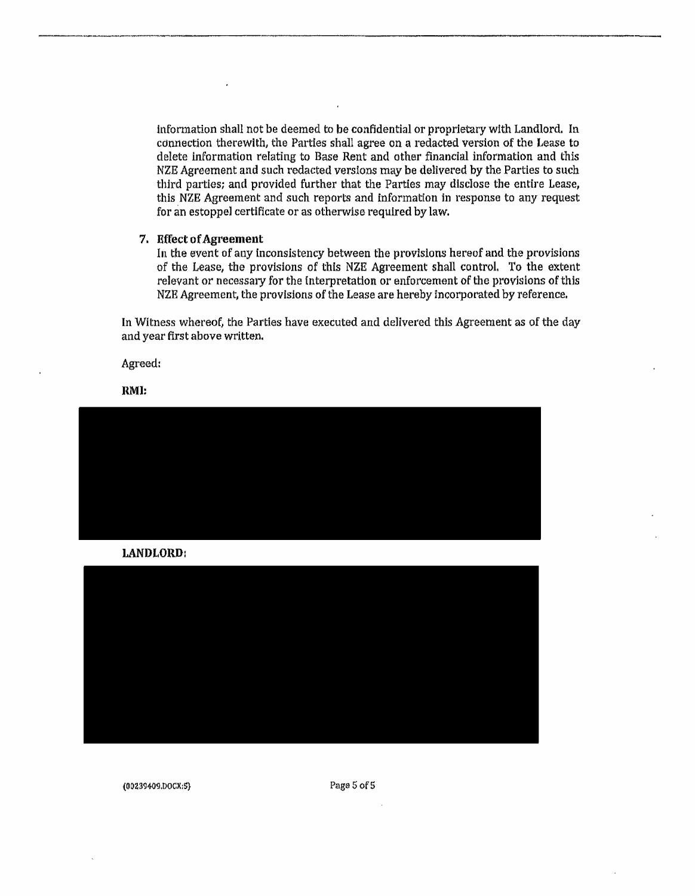information shall not be deemed to be confidential or proprietary with Landlord. In connection therewith, the Parties shall agree on a redacted version of the Lease to delete information relating to Base Rent and other financial information and this NZE Agreement and such redacted versions may be delivered by the Parties to such third parties; and provided further that the Parties may disclose the entire Lease, this NZE Agreement and such reports and information in response to any request for an estoppel certificate or as otherwise required by law.

7. **Effect of Agreement**

   In the event of any inconsistency between the provisions hereof and the provisions of the Lease, the provisions of this NZE Agreement shall control. To the extent relevant or necessary for the interpretation or enforcement of the provisions of this NZE Agreement, the provisions of the Lease are hereby incorporated by reference.

In Witness whereof, the Parties have executed and delivered this Agreement as of the day and year first above written.

Agreed:

**RMI:**

**LANDLORD:**

{00239409.DOCX:5}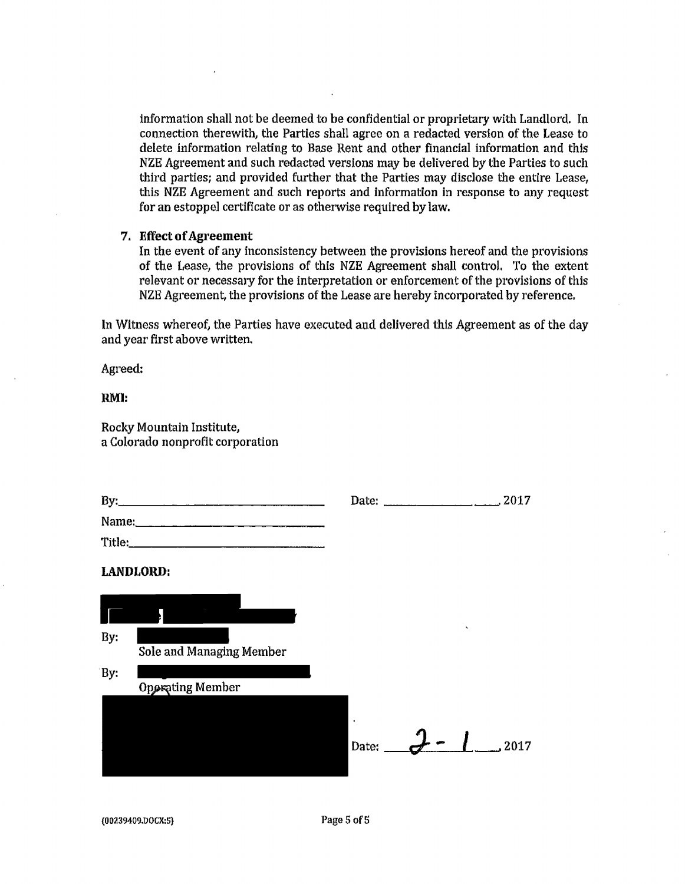information shall not be deemed to be confidential or proprietary with Landlord. In connection therewith, the Parties shall agree on a redacted version of the Lease to delete information relating to Base Rent and other financial information and this NZE Agreement and such redacted versions may be delivered by the Parties to such third parties; and provided further that the Parties may disclose the entire Lease, this NZE Agreement and such reports and information in response to any request for an estoppel certificate or as otherwise required by law.

**7. Effect of Agreement**

In the event of any inconsistency between the provisions hereof and the provisions of the Lease, the provisions of this NZE Agreement shall control. To the extent relevant or necessary for the interpretation or enforcement of the provisions of this NZE Agreement, the provisions of the Lease are hereby incorporated by reference.

In Witness whereof, the Parties have executed and delivered this Agreement as of the day and year first above written.

Agreed:

**RMI:**

Rocky Mountain Institute,
a Colorado nonprofit corporation

By:\_\_\_\_\_\_\_\_\_\_\_\_\_\_\_\_\_\_\_\_\_\_\_\_\_\_ Date: \_\_\_\_\_\_\_\_\_\_\_\_, 2017

Name:\_\_\_\_\_\_\_\_\_\_\_\_\_\_\_\_\_\_\_\_\_\_\_\_\_\_

Title:\_\_\_\_\_\_\_\_\_\_\_\_\_\_\_\_\_\_\_\_\_\_\_\_\_\_

**LANDLORD:**

[REDACTED]

By: [REDACTED]
Sole and Managing Member

By: [REDACTED]
Operating Member

[REDACTED]

Date: 2-1, 2017

{00239409.DOCX:5}